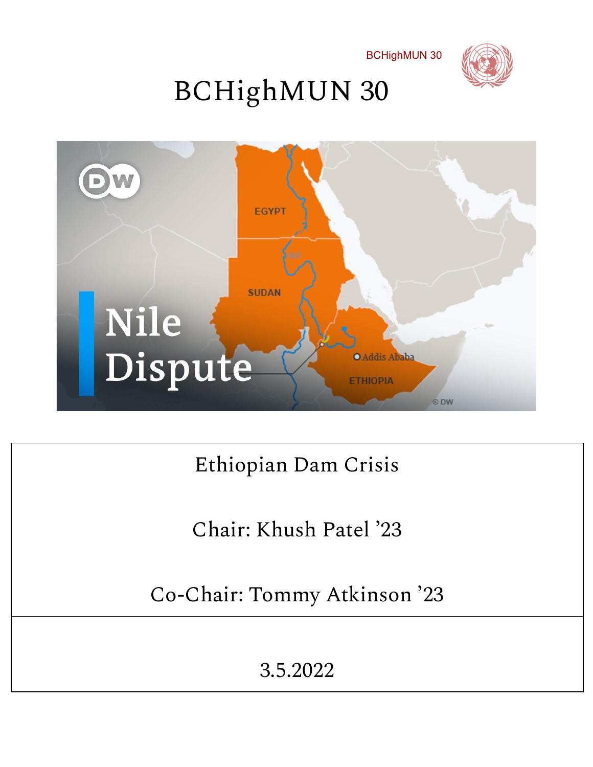BCHighMUN 30

# BCHighMUN 30

Ethiopian Dam Crisis

Chair: Khush Patel '23

Co-Chair: Tommy Atkinson '23

3.5.2022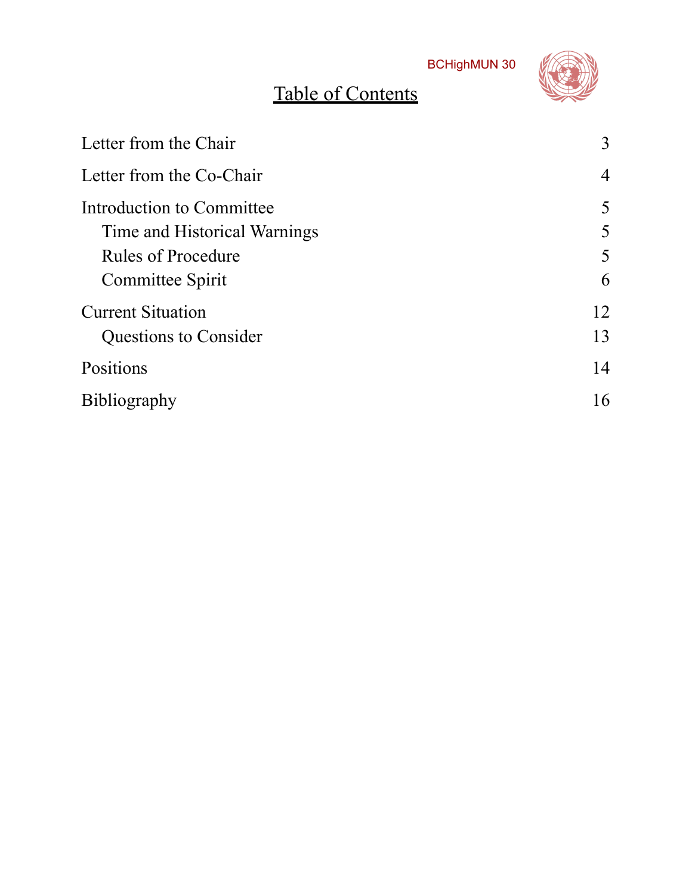# Table of Contents

| | |
|---|---|
| Letter from the Chair | 3 |
| Letter from the Co-Chair | 4 |
| Introduction to Committee | 5 |
| Time and Historical Warnings | 5 |
| Rules of Procedure | 5 |
| Committee Spirit | 6 |
| Current Situation | 12 |
| Questions to Consider | 13 |
| Positions | 14 |
| Bibliography | 16 |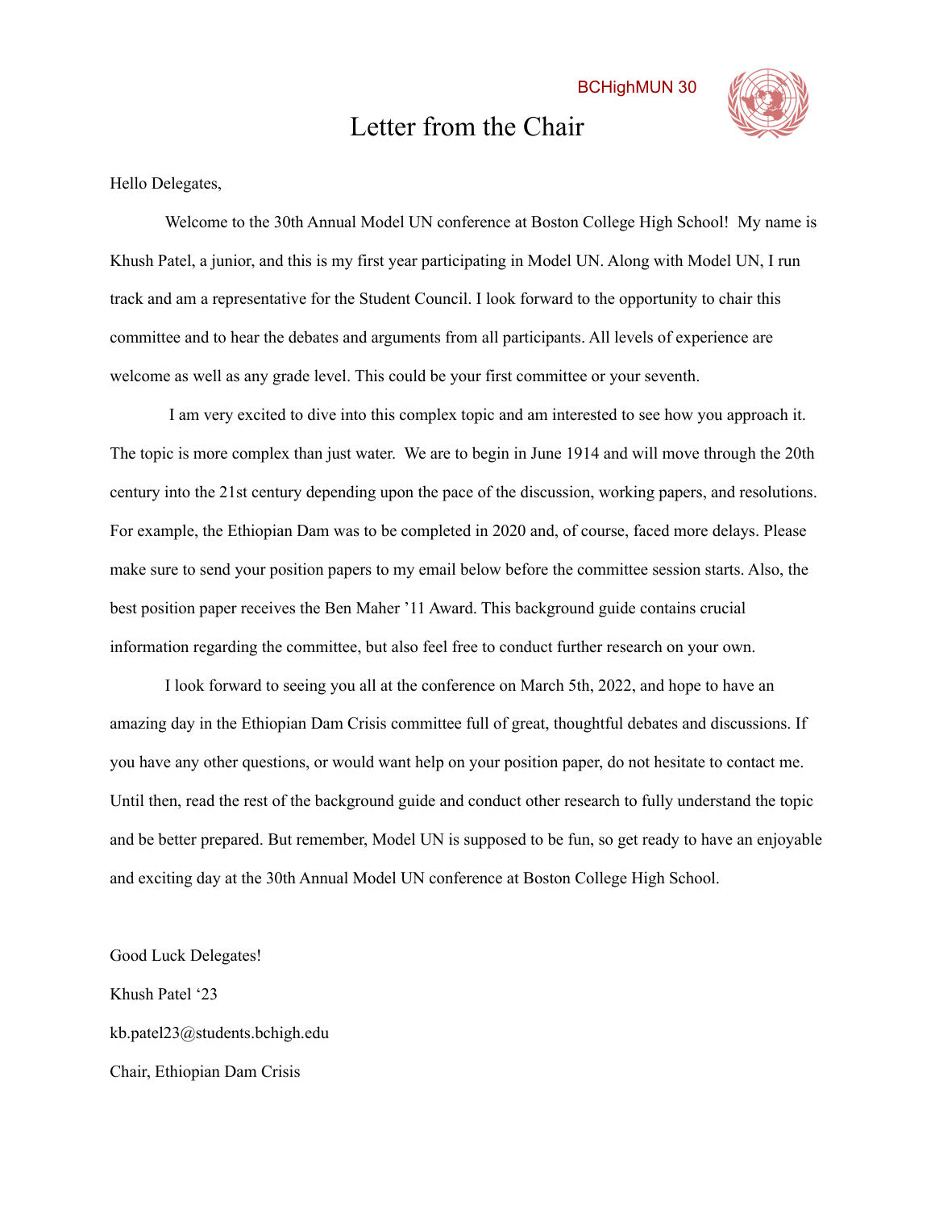BCHighMUN 30

# Letter from the Chair

Hello Delegates,

Welcome to the 30th Annual Model UN conference at Boston College High School! My name is Khush Patel, a junior, and this is my first year participating in Model UN. Along with Model UN, I run track and am a representative for the Student Council. I look forward to the opportunity to chair this committee and to hear the debates and arguments from all participants. All levels of experience are welcome as well as any grade level. This could be your first committee or your seventh.

I am very excited to dive into this complex topic and am interested to see how you approach it. The topic is more complex than just water. We are to begin in June 1914 and will move through the 20th century into the 21st century depending upon the pace of the discussion, working papers, and resolutions. For example, the Ethiopian Dam was to be completed in 2020 and, of course, faced more delays. Please make sure to send your position papers to my email below before the committee session starts. Also, the best position paper receives the Ben Maher '11 Award. This background guide contains crucial information regarding the committee, but also feel free to conduct further research on your own.

I look forward to seeing you all at the conference on March 5th, 2022, and hope to have an amazing day in the Ethiopian Dam Crisis committee full of great, thoughtful debates and discussions. If you have any other questions, or would want help on your position paper, do not hesitate to contact me. Until then, read the rest of the background guide and conduct other research to fully understand the topic and be better prepared. But remember, Model UN is supposed to be fun, so get ready to have an enjoyable and exciting day at the 30th Annual Model UN conference at Boston College High School.

Good Luck Delegates!

Khush Patel '23

kb.patel23@students.bchigh.edu

Chair, Ethiopian Dam Crisis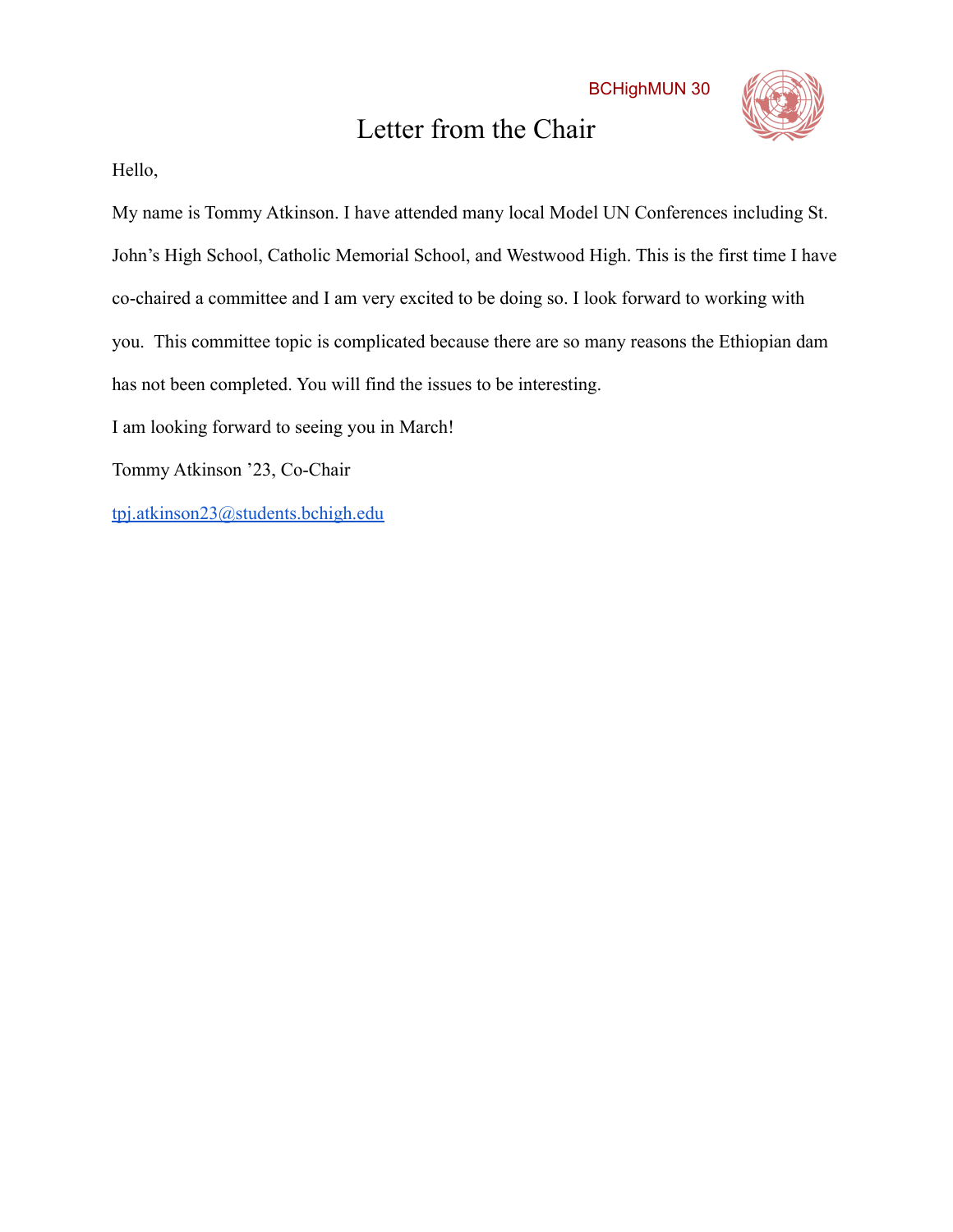# Letter from the Chair

Hello,

My name is Tommy Atkinson. I have attended many local Model UN Conferences including St. John's High School, Catholic Memorial School, and Westwood High. This is the first time I have co-chaired a committee and I am very excited to be doing so. I look forward to working with you. This committee topic is complicated because there are so many reasons the Ethiopian dam has not been completed. You will find the issues to be interesting.

I am looking forward to seeing you in March!

Tommy Atkinson '23, Co-Chair

tpj.atkinson23@students.bchigh.edu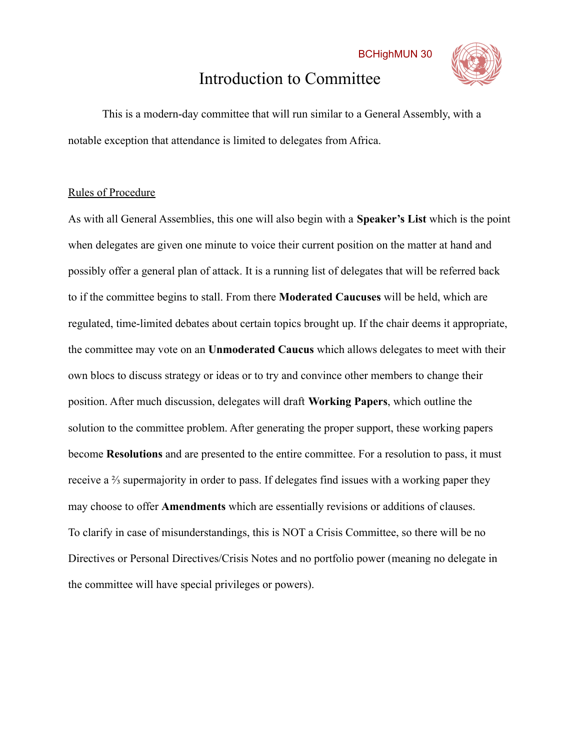# Introduction to Committee

This is a modern-day committee that will run similar to a General Assembly, with a notable exception that attendance is limited to delegates from Africa.

## Rules of Procedure

As with all General Assemblies, this one will also begin with a **Speaker's List** which is the point when delegates are given one minute to voice their current position on the matter at hand and possibly offer a general plan of attack. It is a running list of delegates that will be referred back to if the committee begins to stall. From there **Moderated Caucuses** will be held, which are regulated, time-limited debates about certain topics brought up. If the chair deems it appropriate, the committee may vote on an **Unmoderated Caucus** which allows delegates to meet with their own blocs to discuss strategy or ideas or to try and convince other members to change their position. After much discussion, delegates will draft **Working Papers**, which outline the solution to the committee problem. After generating the proper support, these working papers become **Resolutions** and are presented to the entire committee. For a resolution to pass, it must receive a ⅔ supermajority in order to pass. If delegates find issues with a working paper they may choose to offer **Amendments** which are essentially revisions or additions of clauses.
To clarify in case of misunderstandings, this is NOT a Crisis Committee, so there will be no Directives or Personal Directives/Crisis Notes and no portfolio power (meaning no delegate in the committee will have special privileges or powers).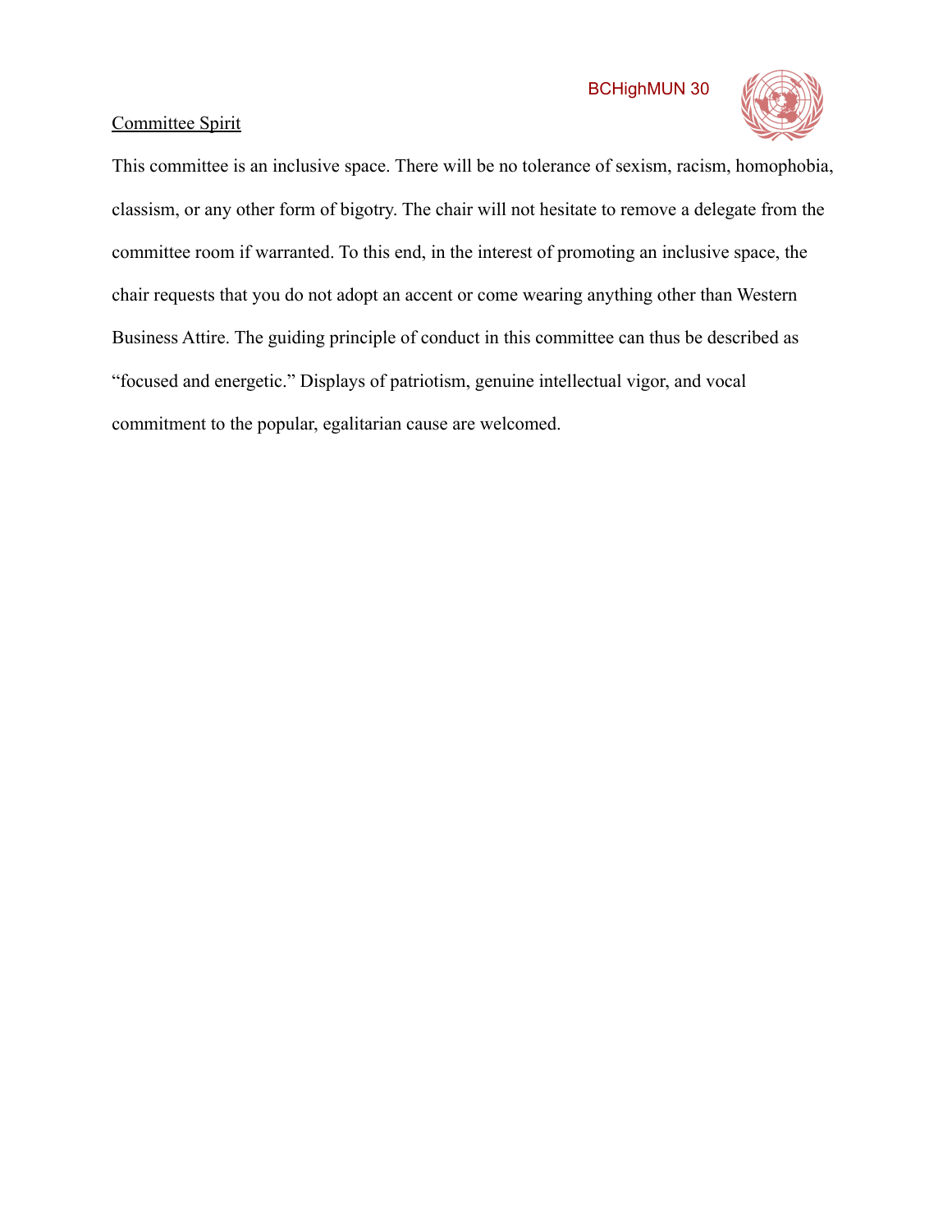Committee Spirit

This committee is an inclusive space. There will be no tolerance of sexism, racism, homophobia, classism, or any other form of bigotry. The chair will not hesitate to remove a delegate from the committee room if warranted. To this end, in the interest of promoting an inclusive space, the chair requests that you do not adopt an accent or come wearing anything other than Western Business Attire. The guiding principle of conduct in this committee can thus be described as "focused and energetic." Displays of patriotism, genuine intellectual vigor, and vocal commitment to the popular, egalitarian cause are welcomed.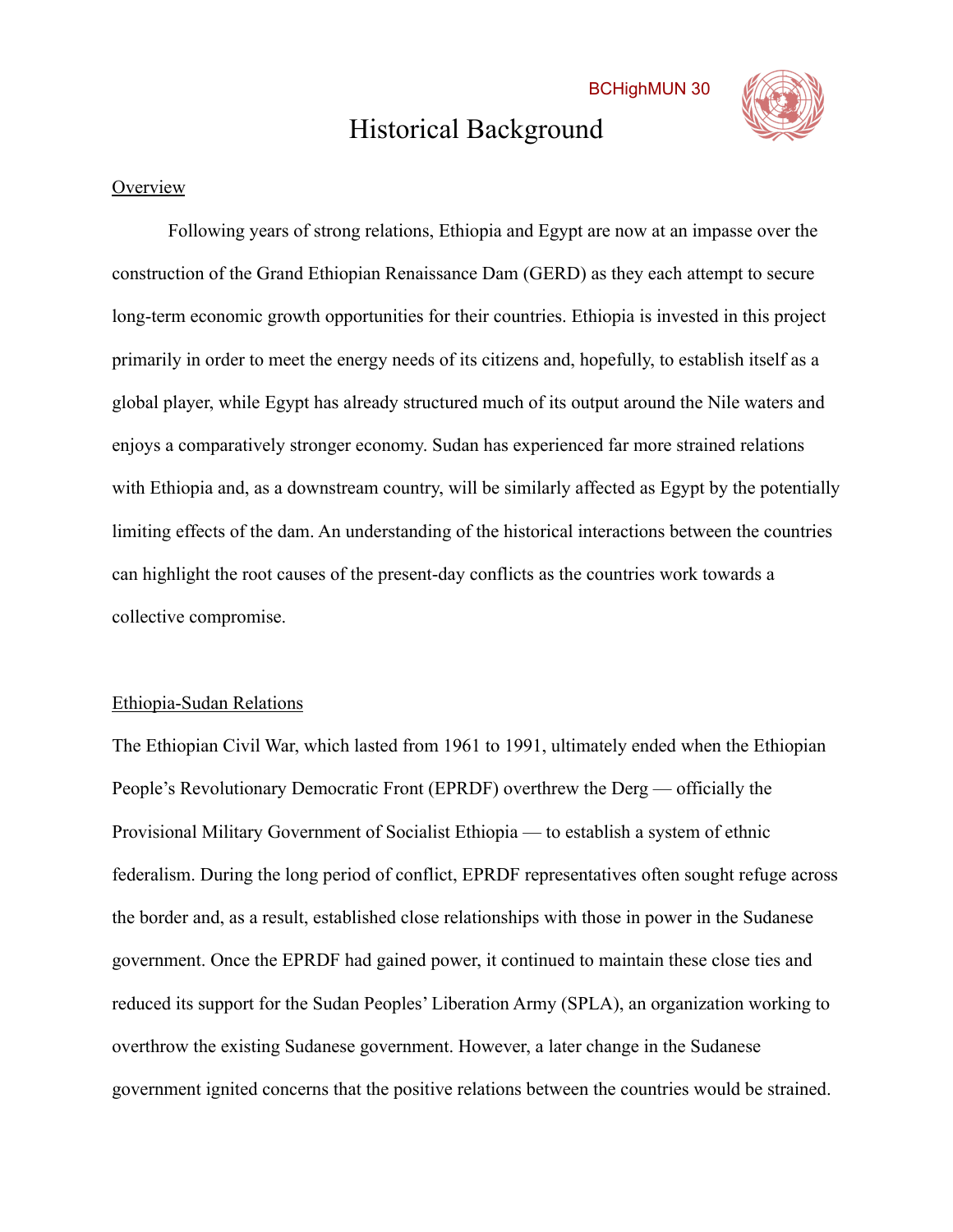# Historical Background

Overview

Following years of strong relations, Ethiopia and Egypt are now at an impasse over the construction of the Grand Ethiopian Renaissance Dam (GERD) as they each attempt to secure long-term economic growth opportunities for their countries. Ethiopia is invested in this project primarily in order to meet the energy needs of its citizens and, hopefully, to establish itself as a global player, while Egypt has already structured much of its output around the Nile waters and enjoys a comparatively stronger economy. Sudan has experienced far more strained relations with Ethiopia and, as a downstream country, will be similarly affected as Egypt by the potentially limiting effects of the dam. An understanding of the historical interactions between the countries can highlight the root causes of the present-day conflicts as the countries work towards a collective compromise.

Ethiopia-Sudan Relations

The Ethiopian Civil War, which lasted from 1961 to 1991, ultimately ended when the Ethiopian People's Revolutionary Democratic Front (EPRDF) overthrew the Derg — officially the Provisional Military Government of Socialist Ethiopia — to establish a system of ethnic federalism. During the long period of conflict, EPRDF representatives often sought refuge across the border and, as a result, established close relationships with those in power in the Sudanese government. Once the EPRDF had gained power, it continued to maintain these close ties and reduced its support for the Sudan Peoples' Liberation Army (SPLA), an organization working to overthrow the existing Sudanese government. However, a later change in the Sudanese government ignited concerns that the positive relations between the countries would be strained.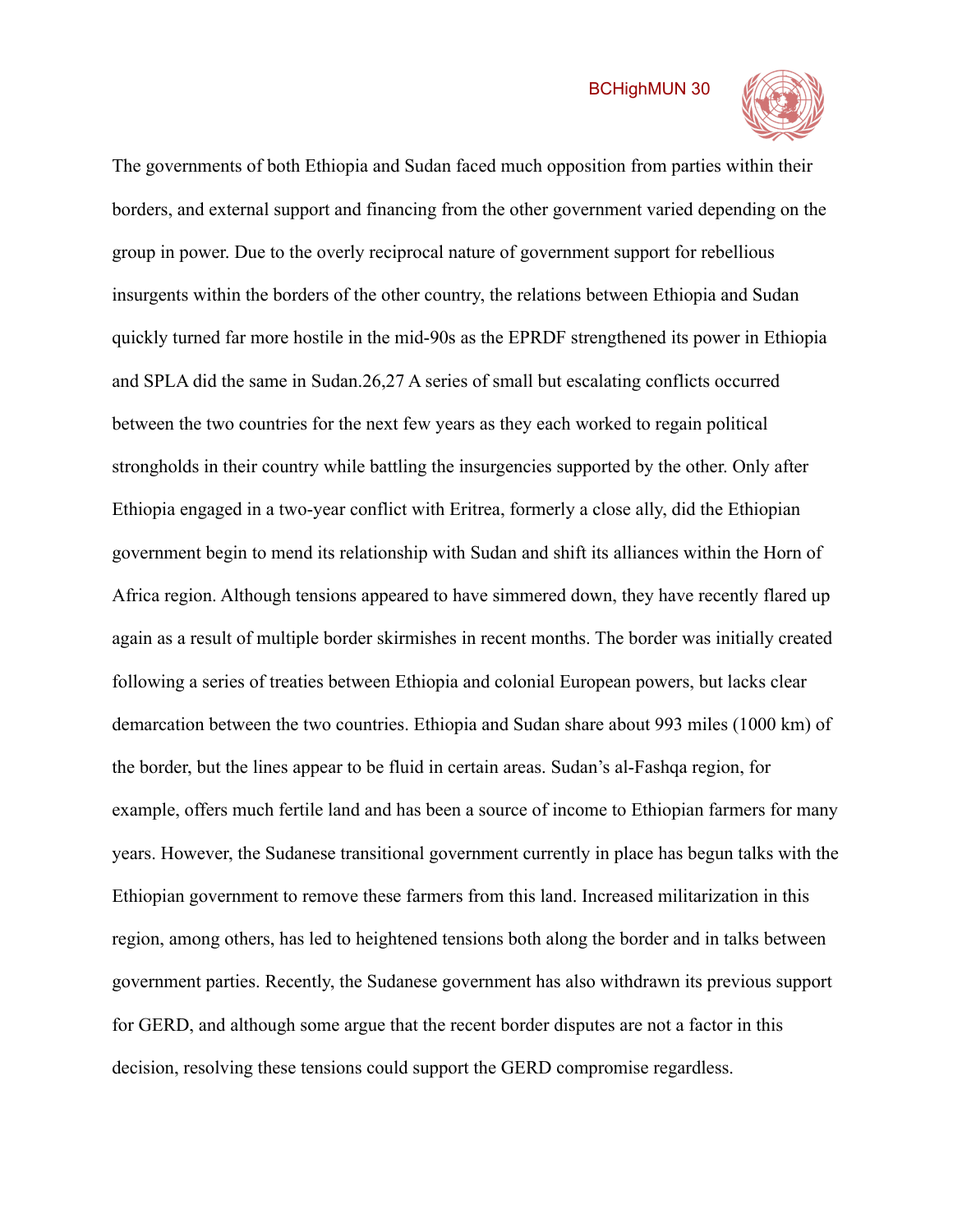The governments of both Ethiopia and Sudan faced much opposition from parties within their borders, and external support and financing from the other government varied depending on the group in power. Due to the overly reciprocal nature of government support for rebellious insurgents within the borders of the other country, the relations between Ethiopia and Sudan quickly turned far more hostile in the mid-90s as the EPRDF strengthened its power in Ethiopia and SPLA did the same in Sudan.[26,27] A series of small but escalating conflicts occurred between the two countries for the next few years as they each worked to regain political strongholds in their country while battling the insurgencies supported by the other. Only after Ethiopia engaged in a two-year conflict with Eritrea, formerly a close ally, did the Ethiopian government begin to mend its relationship with Sudan and shift its alliances within the Horn of Africa region. Although tensions appeared to have simmered down, they have recently flared up again as a result of multiple border skirmishes in recent months. The border was initially created following a series of treaties between Ethiopia and colonial European powers, but lacks clear demarcation between the two countries. Ethiopia and Sudan share about 993 miles (1000 km) of the border, but the lines appear to be fluid in certain areas. Sudan's al-Fashqa region, for example, offers much fertile land and has been a source of income to Ethiopian farmers for many years. However, the Sudanese transitional government currently in place has begun talks with the Ethiopian government to remove these farmers from this land. Increased militarization in this region, among others, has led to heightened tensions both along the border and in talks between government parties. Recently, the Sudanese government has also withdrawn its previous support for GERD, and although some argue that the recent border disputes are not a factor in this decision, resolving these tensions could support the GERD compromise regardless.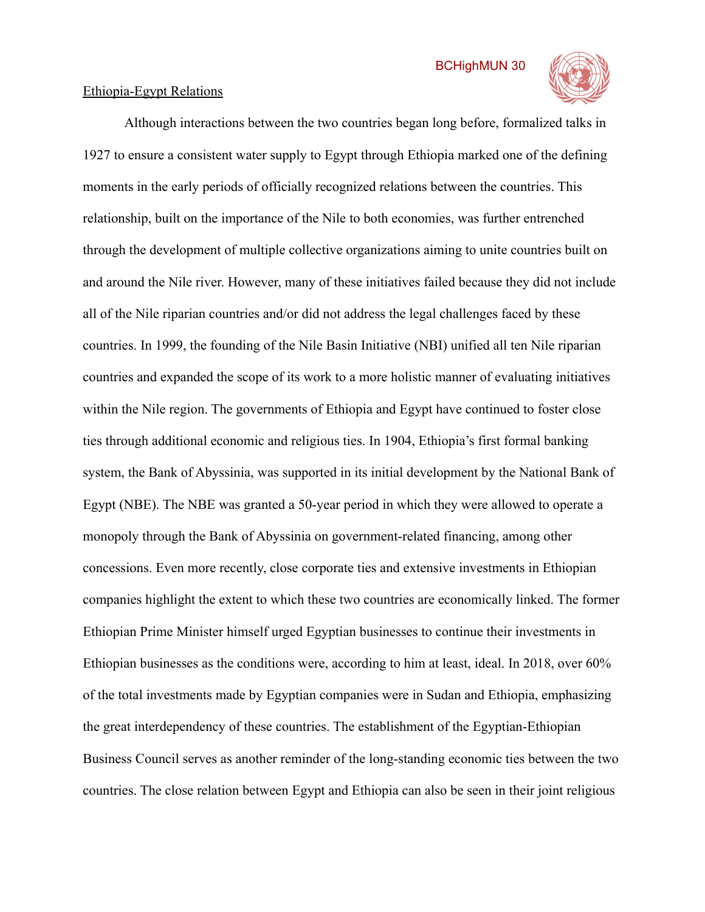Ethiopia-Egypt Relations

Although interactions between the two countries began long before, formalized talks in 1927 to ensure a consistent water supply to Egypt through Ethiopia marked one of the defining moments in the early periods of officially recognized relations between the countries. This relationship, built on the importance of the Nile to both economies, was further entrenched through the development of multiple collective organizations aiming to unite countries built on and around the Nile river. However, many of these initiatives failed because they did not include all of the Nile riparian countries and/or did not address the legal challenges faced by these countries. In 1999, the founding of the Nile Basin Initiative (NBI) unified all ten Nile riparian countries and expanded the scope of its work to a more holistic manner of evaluating initiatives within the Nile region. The governments of Ethiopia and Egypt have continued to foster close ties through additional economic and religious ties. In 1904, Ethiopia's first formal banking system, the Bank of Abyssinia, was supported in its initial development by the National Bank of Egypt (NBE). The NBE was granted a 50-year period in which they were allowed to operate a monopoly through the Bank of Abyssinia on government-related financing, among other concessions. Even more recently, close corporate ties and extensive investments in Ethiopian companies highlight the extent to which these two countries are economically linked. The former Ethiopian Prime Minister himself urged Egyptian businesses to continue their investments in Ethiopian businesses as the conditions were, according to him at least, ideal. In 2018, over 60% of the total investments made by Egyptian companies were in Sudan and Ethiopia, emphasizing the great interdependency of these countries. The establishment of the Egyptian-Ethiopian Business Council serves as another reminder of the long-standing economic ties between the two countries. The close relation between Egypt and Ethiopia can also be seen in their joint religious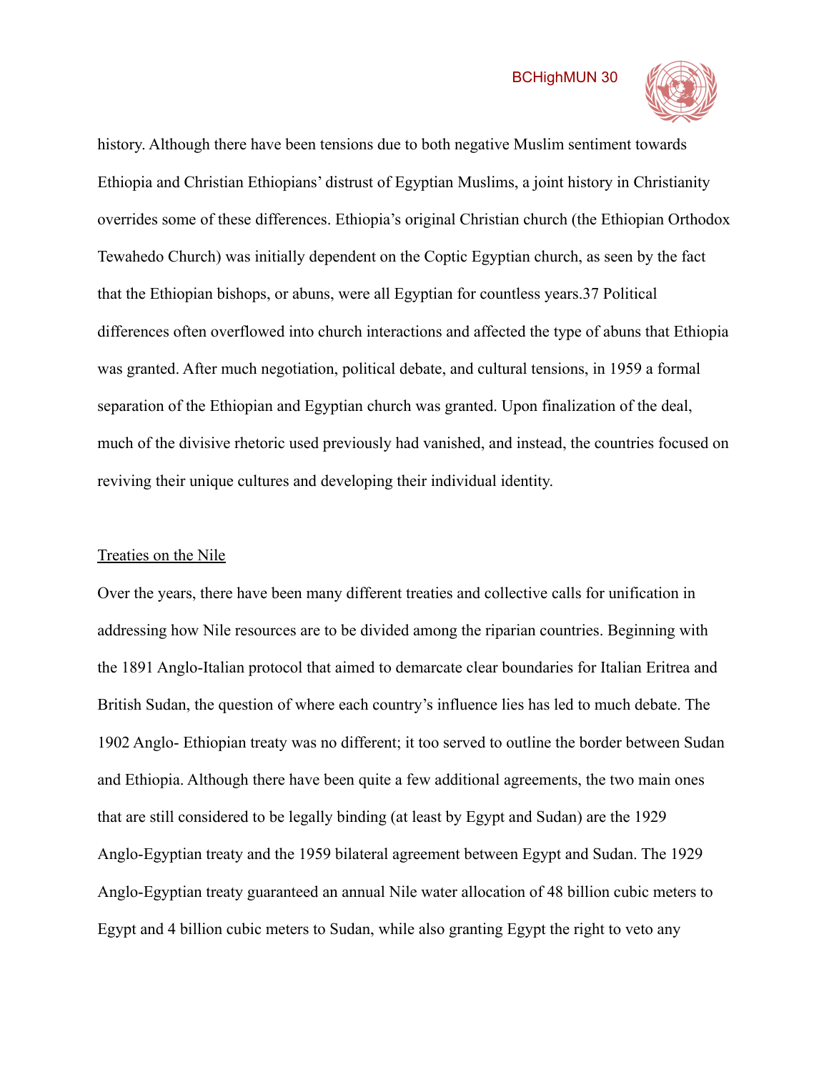history. Although there have been tensions due to both negative Muslim sentiment towards Ethiopia and Christian Ethiopians' distrust of Egyptian Muslims, a joint history in Christianity overrides some of these differences. Ethiopia's original Christian church (the Ethiopian Orthodox Tewahedo Church) was initially dependent on the Coptic Egyptian church, as seen by the fact that the Ethiopian bishops, or abuns, were all Egyptian for countless years.[37] Political differences often overflowed into church interactions and affected the type of abuns that Ethiopia was granted. After much negotiation, political debate, and cultural tensions, in 1959 a formal separation of the Ethiopian and Egyptian church was granted. Upon finalization of the deal, much of the divisive rhetoric used previously had vanished, and instead, the countries focused on reviving their unique cultures and developing their individual identity.

<u>Treaties on the Nile</u>

Over the years, there have been many different treaties and collective calls for unification in addressing how Nile resources are to be divided among the riparian countries. Beginning with the 1891 Anglo-Italian protocol that aimed to demarcate clear boundaries for Italian Eritrea and British Sudan, the question of where each country's influence lies has led to much debate. The 1902 Anglo- Ethiopian treaty was no different; it too served to outline the border between Sudan and Ethiopia. Although there have been quite a few additional agreements, the two main ones that are still considered to be legally binding (at least by Egypt and Sudan) are the 1929 Anglo-Egyptian treaty and the 1959 bilateral agreement between Egypt and Sudan. The 1929 Anglo-Egyptian treaty guaranteed an annual Nile water allocation of 48 billion cubic meters to Egypt and 4 billion cubic meters to Sudan, while also granting Egypt the right to veto any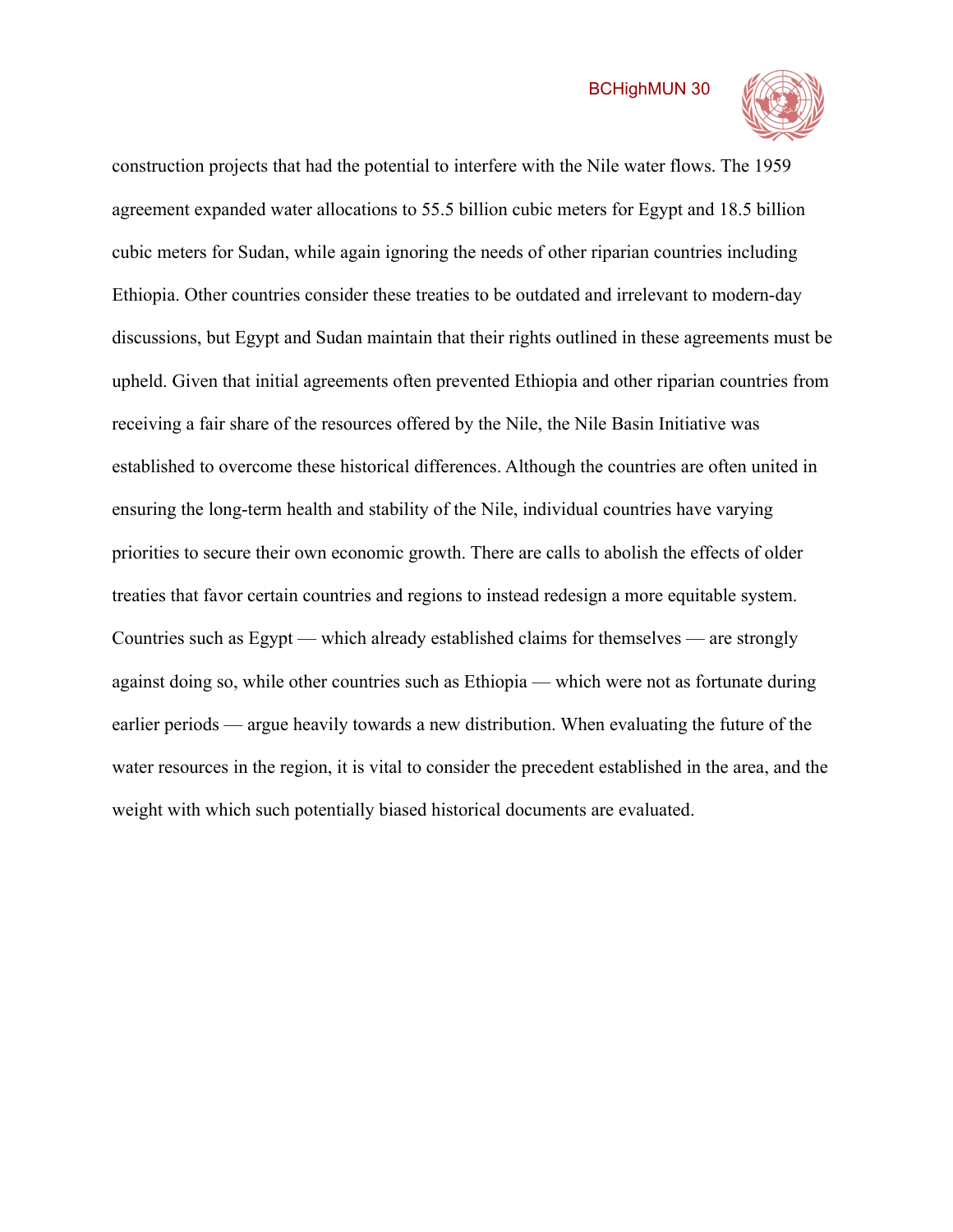construction projects that had the potential to interfere with the Nile water flows. The 1959 agreement expanded water allocations to 55.5 billion cubic meters for Egypt and 18.5 billion cubic meters for Sudan, while again ignoring the needs of other riparian countries including Ethiopia. Other countries consider these treaties to be outdated and irrelevant to modern-day discussions, but Egypt and Sudan maintain that their rights outlined in these agreements must be upheld. Given that initial agreements often prevented Ethiopia and other riparian countries from receiving a fair share of the resources offered by the Nile, the Nile Basin Initiative was established to overcome these historical differences. Although the countries are often united in ensuring the long-term health and stability of the Nile, individual countries have varying priorities to secure their own economic growth. There are calls to abolish the effects of older treaties that favor certain countries and regions to instead redesign a more equitable system. Countries such as Egypt — which already established claims for themselves — are strongly against doing so, while other countries such as Ethiopia — which were not as fortunate during earlier periods — argue heavily towards a new distribution. When evaluating the future of the water resources in the region, it is vital to consider the precedent established in the area, and the weight with which such potentially biased historical documents are evaluated.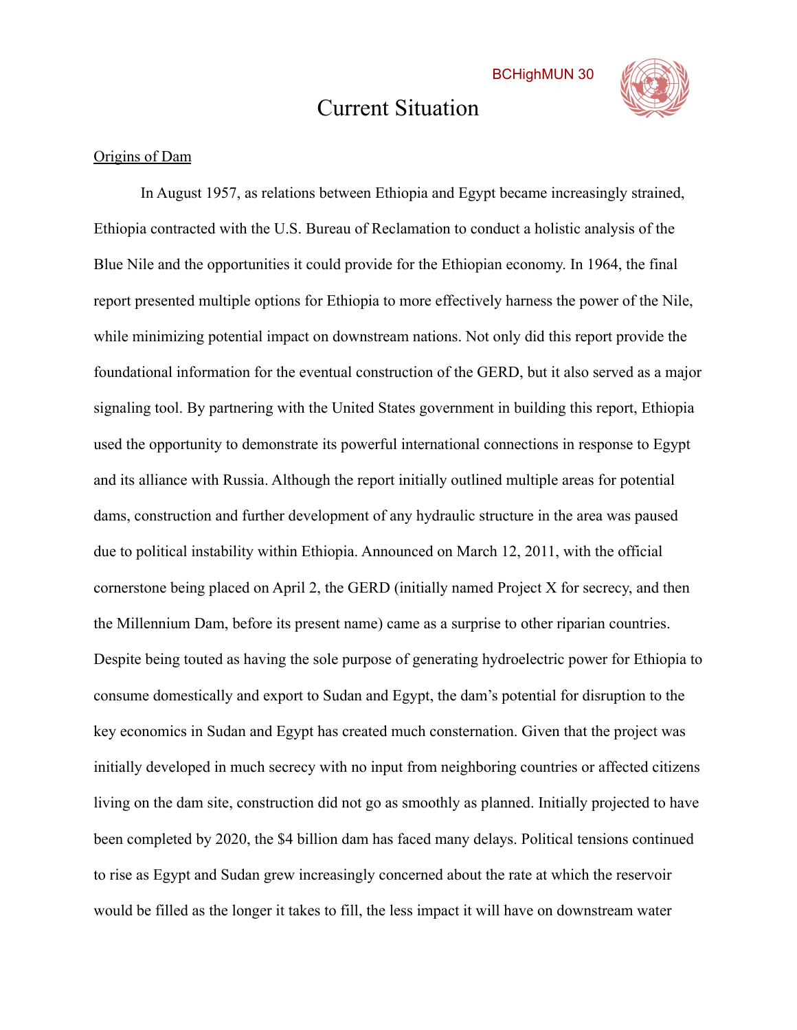# Current Situation

Origins of Dam

In August 1957, as relations between Ethiopia and Egypt became increasingly strained, Ethiopia contracted with the U.S. Bureau of Reclamation to conduct a holistic analysis of the Blue Nile and the opportunities it could provide for the Ethiopian economy. In 1964, the final report presented multiple options for Ethiopia to more effectively harness the power of the Nile, while minimizing potential impact on downstream nations. Not only did this report provide the foundational information for the eventual construction of the GERD, but it also served as a major signaling tool. By partnering with the United States government in building this report, Ethiopia used the opportunity to demonstrate its powerful international connections in response to Egypt and its alliance with Russia. Although the report initially outlined multiple areas for potential dams, construction and further development of any hydraulic structure in the area was paused due to political instability within Ethiopia. Announced on March 12, 2011, with the official cornerstone being placed on April 2, the GERD (initially named Project X for secrecy, and then the Millennium Dam, before its present name) came as a surprise to other riparian countries. Despite being touted as having the sole purpose of generating hydroelectric power for Ethiopia to consume domestically and export to Sudan and Egypt, the dam's potential for disruption to the key economics in Sudan and Egypt has created much consternation. Given that the project was initially developed in much secrecy with no input from neighboring countries or affected citizens living on the dam site, construction did not go as smoothly as planned. Initially projected to have been completed by 2020, the $4 billion dam has faced many delays. Political tensions continued to rise as Egypt and Sudan grew increasingly concerned about the rate at which the reservoir would be filled as the longer it takes to fill, the less impact it will have on downstream water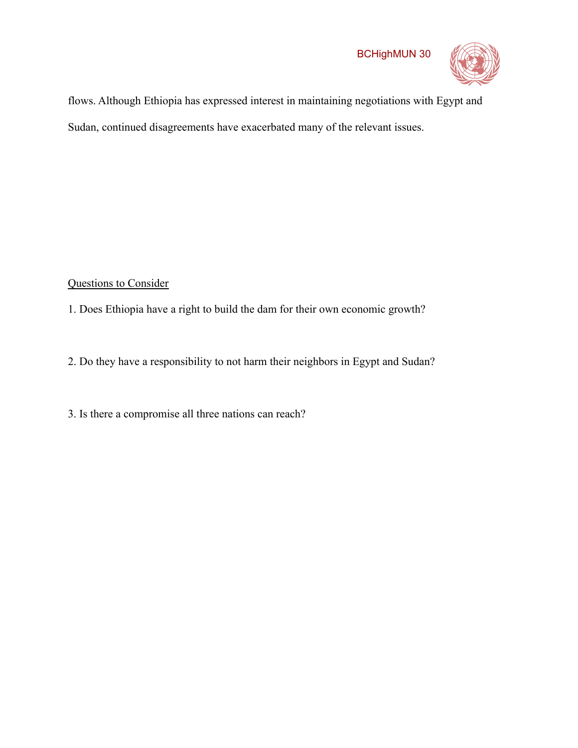flows. Although Ethiopia has expressed interest in maintaining negotiations with Egypt and Sudan, continued disagreements have exacerbated many of the relevant issues.

<u>Questions to Consider</u>

1. Does Ethiopia have a right to build the dam for their own economic growth?

2. Do they have a responsibility to not harm their neighbors in Egypt and Sudan?

3. Is there a compromise all three nations can reach?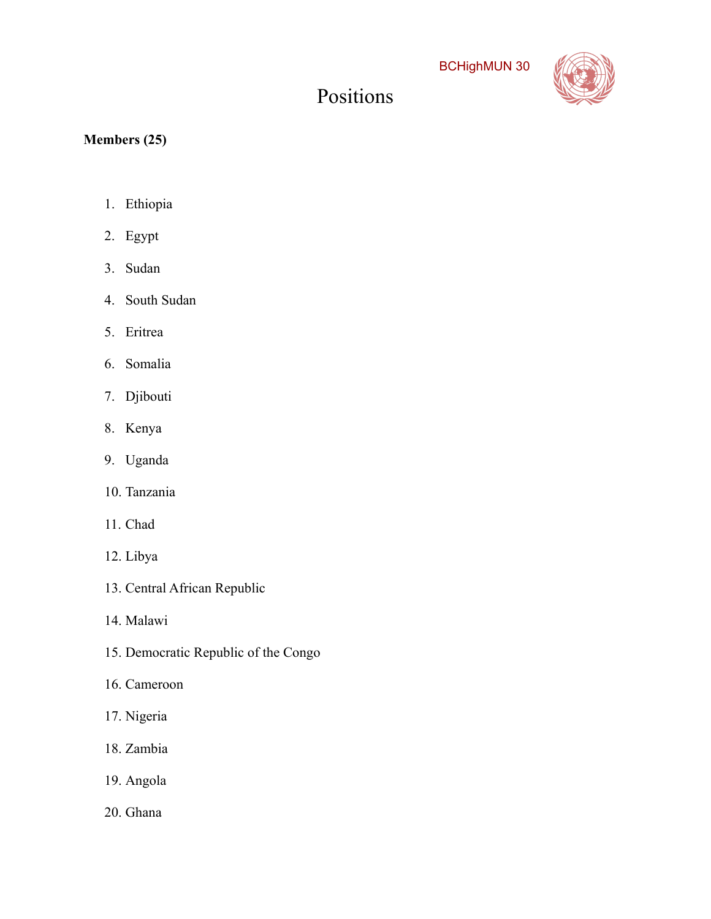# Positions

**Members (25)**

1. Ethiopia
2. Egypt
3. Sudan
4. South Sudan
5. Eritrea
6. Somalia
7. Djibouti
8. Kenya
9. Uganda
10. Tanzania
11. Chad
12. Libya
13. Central African Republic
14. Malawi
15. Democratic Republic of the Congo
16. Cameroon
17. Nigeria
18. Zambia
19. Angola
20. Ghana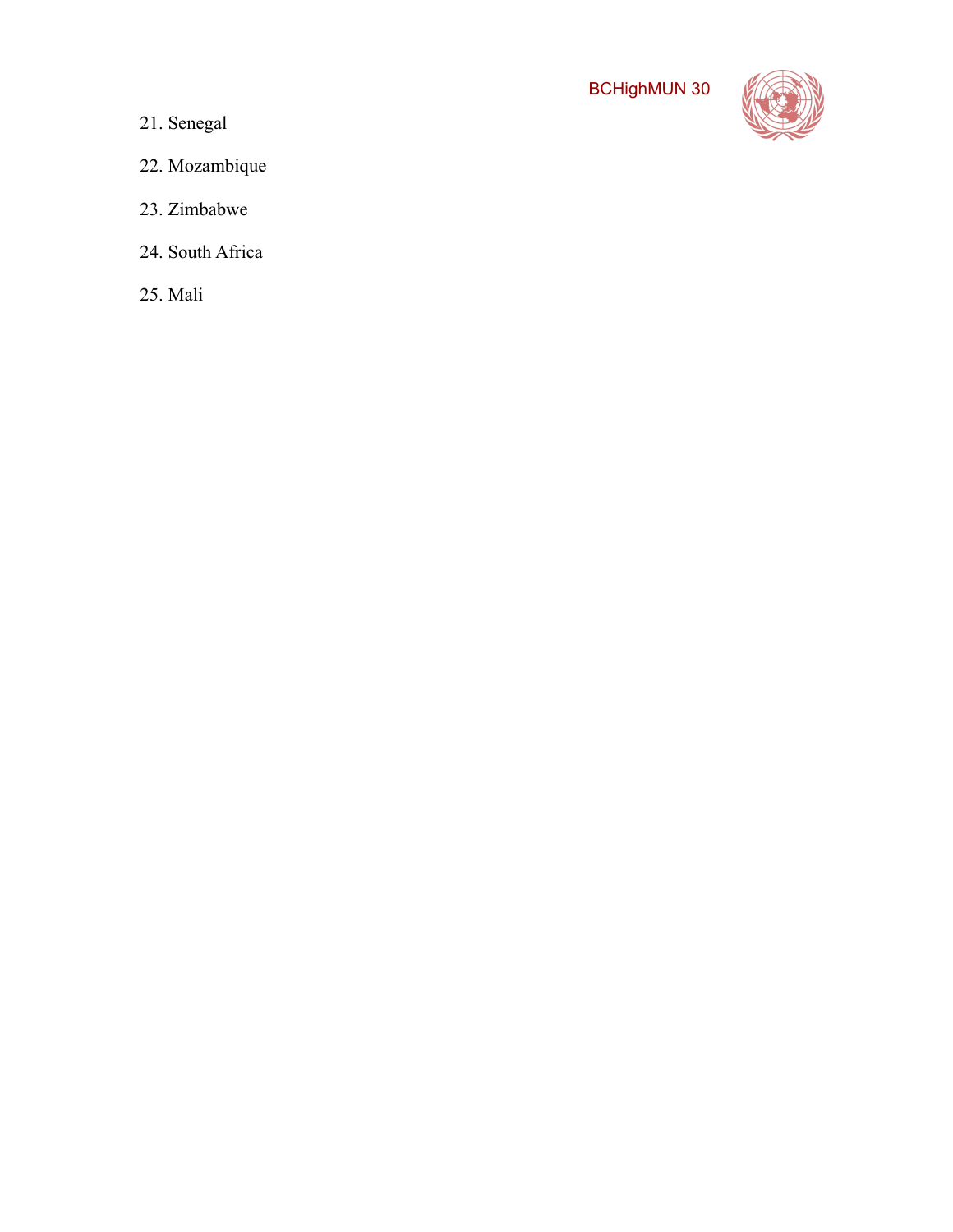21. Senegal

22. Mozambique

23. Zimbabwe

24. South Africa

25. Mali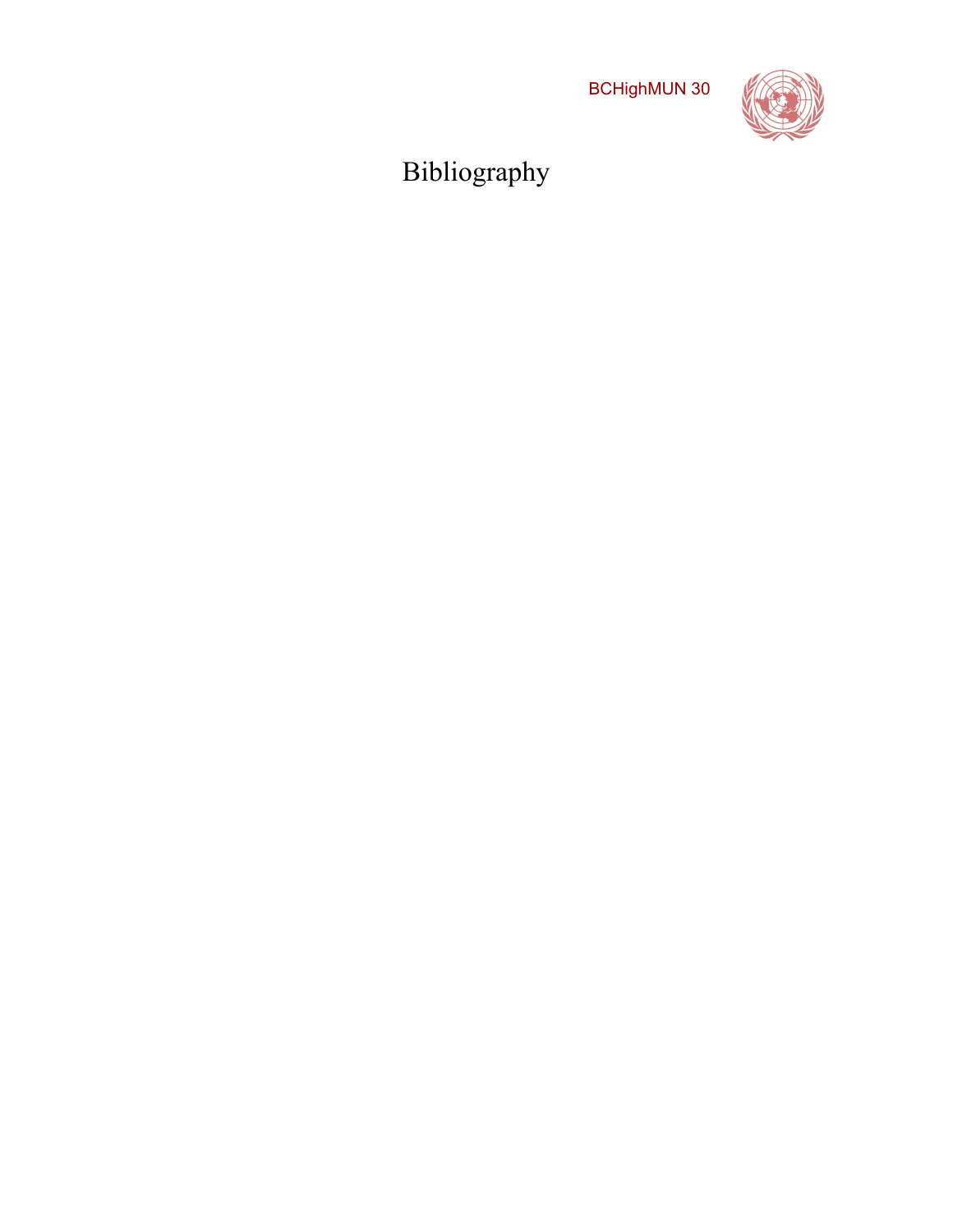# Bibliography